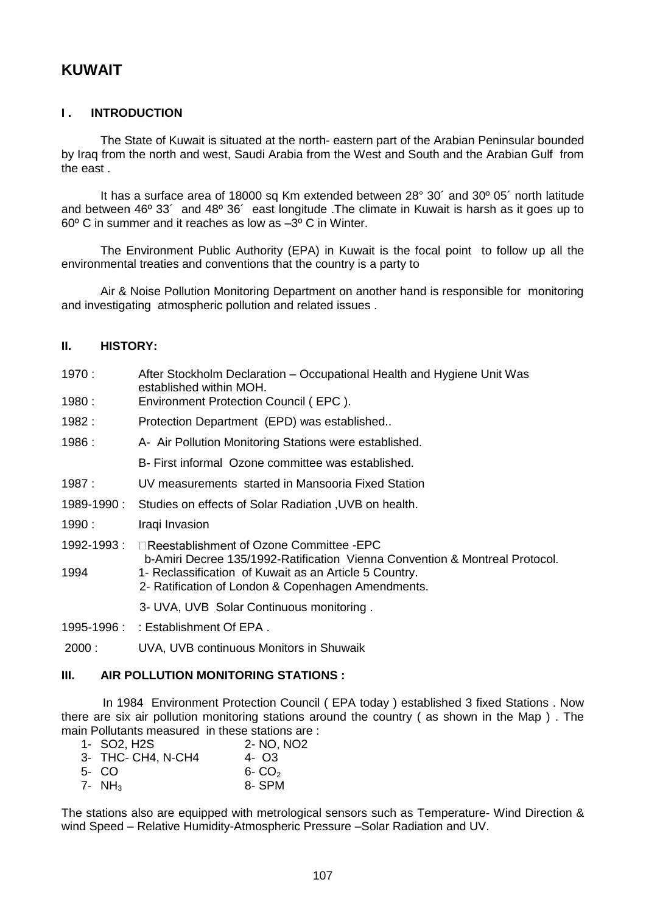# KUWAIT

## I . INTRODUCTION

The State of Kuwait is situated at the north- eastern part of the Arabian Peninsular bounded by Iraq from the north and west, Saudi Arabia from the West and South and the Arabian Gulf from the east .

It has a surface area of 18000 sq Km extended between 28° 30´ and 30º 05´ north latitude and between 46º 33´ and 48º 36´ east longitude .The climate in Kuwait is harsh as it goes up to 60º C in summer and it reaches as low as –3º C in Winter.

The Environment Public Authority (EPA) in Kuwait is the focal point to follow up all the environmental treaties and conventions that the country is a party to

Air & Noise Pollution Monitoring Department on another hand is responsible for monitoring and investigating atmospheric pollution and related issues .

## II. HISTORY:

| | |
|---|---|
| 1970 : | After Stockholm Declaration – Occupational Health and Hygiene Unit Was established within MOH. |
| 1980 : | Environment Protection Council ( EPC ). |
| 1982 : | Protection Department (EPD) was established.. |
| 1986 : | A- Air Pollution Monitoring Stations were established. |
| | B- First informal Ozone committee was established. |
| 1987 : | UV measurements started in Mansooria Fixed Station |
| 1989-1990 : | Studies on effects of Solar Radiation ,UVB on health. |
| 1990 : | Iraqi Invasion |
| 1992-1993 : | Reestablishment of Ozone Committee -EPC<br>b-Amiri Decree 135/1992-Ratification Vienna Convention & Montreal Protocol. |
| 1994 | 1- Reclassification of Kuwait as an Article 5 Country.<br>2- Ratification of London & Copenhagen Amendments. |
| | 3- UVA, UVB Solar Continuous monitoring . |
| 1995-1996 : | : Establishment Of EPA . |
| 2000 : | UVA, UVB continuous Monitors in Shuwaik |

## III. AIR POLLUTION MONITORING STATIONS :

In 1984 Environment Protection Council ( EPA today ) established 3 fixed Stations . Now there are six air pollution monitoring stations around the country ( as shown in the Map ) . The main Pollutants measured in these stations are :

1- SO2, H2S
2- NO, NO2
3- THC- CH4, N-CH4
4- O3
5- CO
6- $CO_2$
7- $NH_3$
8- SPM

The stations also are equipped with metrological sensors such as Temperature- Wind Direction & wind Speed – Relative Humidity-Atmospheric Pressure –Solar Radiation and UV.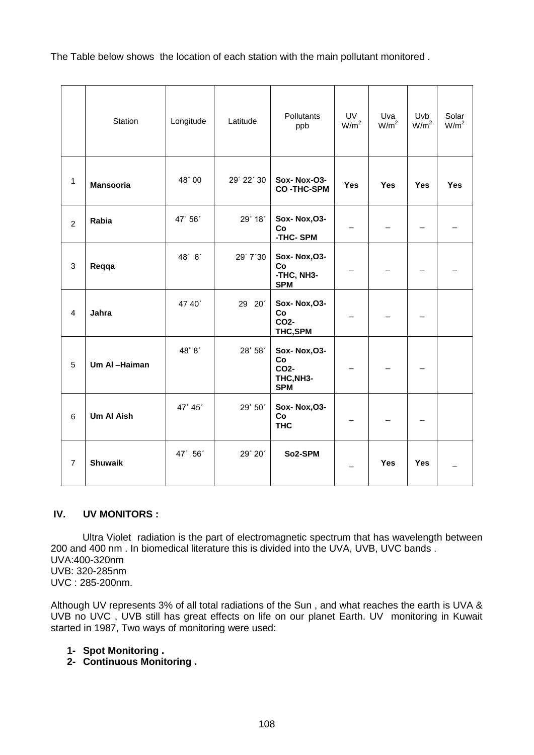The Table below shows the location of each station with the main pollutant monitored .

| | Station | Longitude | Latitude | Pollutants ppb | UV $W/m^2$ | Uva $W/m^2$ | Uvb $W/m^2$ | Solar $W/m^2$ |
|---|---|---|---|---|---|---|---|---|
| 1 | **Mansooria** | 48˚ 00 | 29˚ 22´ 30 | **Sox- Nox-O3- CO -THC-SPM** | **Yes** | **Yes** | **Yes** | **Yes** |
| 2 | **Rabia** | 47˚ 56´ | 29˚ 18´ | **Sox- Nox,O3- Co -THC- SPM** | – | – | – | – |
| 3 | **Reqqa** | 48˚ 6´ | 29˚ 7´30 | **Sox- Nox,O3- Co -THC, NH3- SPM** | – | – | – | – |
| 4 | **Jahra** | 47 40´ | 29 20´ | **Sox- Nox,O3- Co CO2- THC,SPM** | – | – | – | |
| 5 | **Um Al –Haiman** | 48˚ 8´ | 28˚ 58´ | **Sox- Nox,O3- Co CO2- THC,NH3- SPM** | – | – | – | |
| 6 | **Um Al Aish** | 47˚ 45´ | 29˚ 50´ | **Sox- Nox,O3- Co THC** | – | – | – | |
| 7 | **Shuwaik** | 47˚ 56´ | 29˚ 20´ | **So2-SPM** | _ | **Yes** | **Yes** | _ |

## IV. UV MONITORS :

Ultra Violet radiation is the part of electromagnetic spectrum that has wavelength between 200 and 400 nm . In biomedical literature this is divided into the UVA, UVB, UVC bands .
UVA:400-320nm
UVB: 320-285nm
UVC : 285-200nm.

Although UV represents 3% of all total radiations of the Sun , and what reaches the earth is UVA & UVB no UVC , UVB still has great effects on life on our planet Earth. UV monitoring in Kuwait started in 1987, Two ways of monitoring were used:

1- **Spot Monitoring .**
2- **Continuous Monitoring .**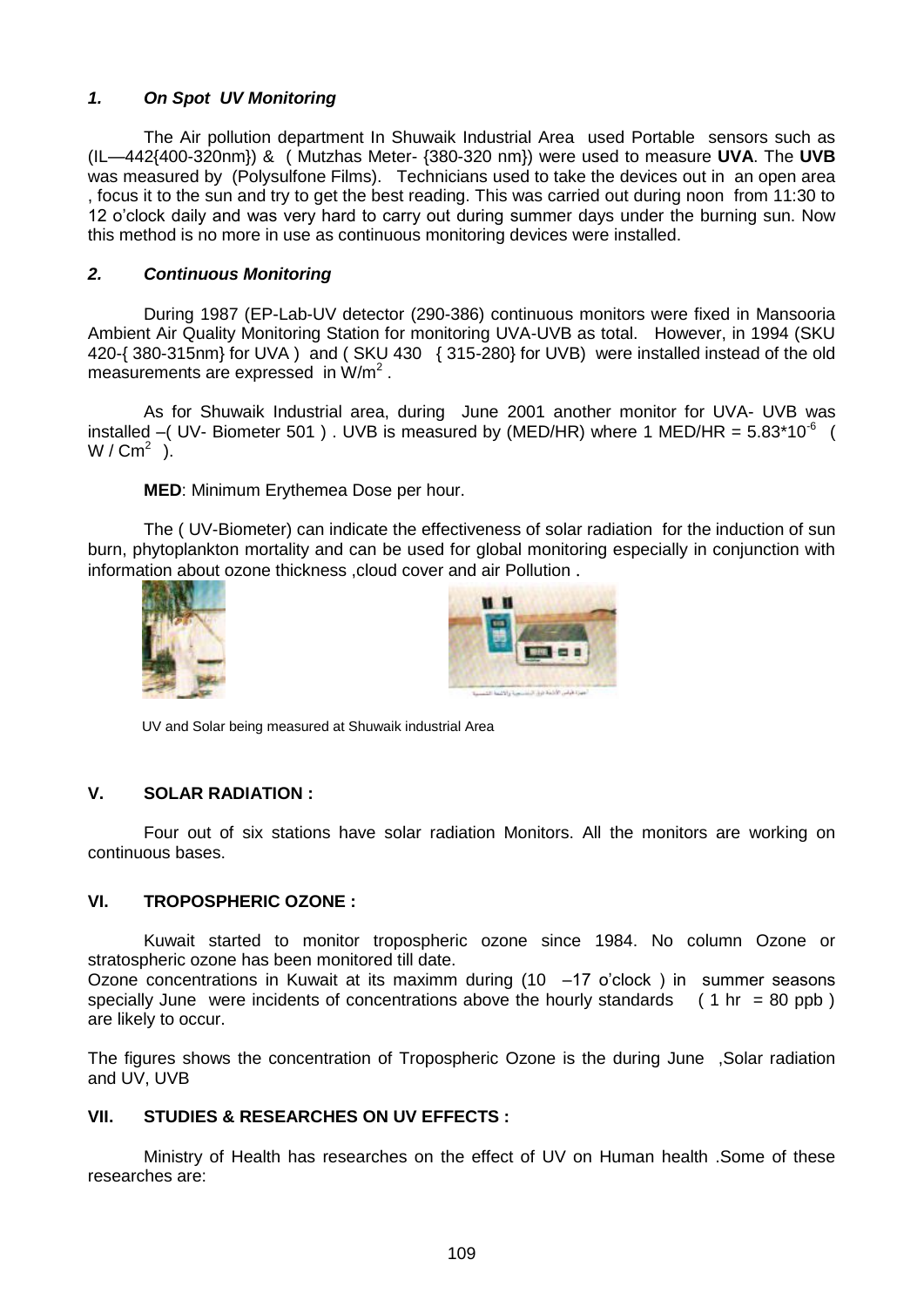### *1. On Spot UV Monitoring*

The Air pollution department In Shuwaik Industrial Area used Portable sensors such as (IL—442{400-320nm}) & ( Mutzhas Meter- {380-320 nm}) were used to measure **UVA**. The **UVB** was measured by (Polysulfone Films). Technicians used to take the devices out in an open area , focus it to the sun and try to get the best reading. This was carried out during noon from 11:30 to 12 o'clock daily and was very hard to carry out during summer days under the burning sun. Now this method is no more in use as continuous monitoring devices were installed.

### *2. Continuous Monitoring*

During 1987 (EP-Lab-UV detector (290-386) continuous monitors were fixed in Mansooria Ambient Air Quality Monitoring Station for monitoring UVA-UVB as total. However, in 1994 (SKU 420-{ 380-315nm} for UVA ) and ( SKU 430 { 315-280} for UVB) were installed instead of the old measurements are expressed in $W/m^2$ .

As for Shuwaik Industrial area, during June 2001 another monitor for UVA- UVB was installed –( UV- Biometer 501 ) . UVB is measured by (MED/HR) where 1 MED/HR = $5.83*10^{-6}$ ( $W / Cm^2$ ).

**MED**: Minimum Erythemea Dose per hour.

The ( UV-Biometer) can indicate the effectiveness of solar radiation for the induction of sun burn, phytoplankton mortality and can be used for global monitoring especially in conjunction with information about ozone thickness ,cloud cover and air Pollution .

UV and Solar being measured at Shuwaik industrial Area

## V. SOLAR RADIATION :

Four out of six stations have solar radiation Monitors. All the monitors are working on continuous bases.

## VI. TROPOSPHERIC OZONE :

Kuwait started to monitor tropospheric ozone since 1984. No column Ozone or stratospheric ozone has been monitored till date.
Ozone concentrations in Kuwait at its maximm during (10 –17 o'clock ) in summer seasons specially June were incidents of concentrations above the hourly standards ( 1 hr = 80 ppb ) are likely to occur.

The figures shows the concentration of Tropospheric Ozone is the during June ,Solar radiation and UV, UVB

## VII. STUDIES & RESEARCHES ON UV EFFECTS :

Ministry of Health has researches on the effect of UV on Human health .Some of these researches are: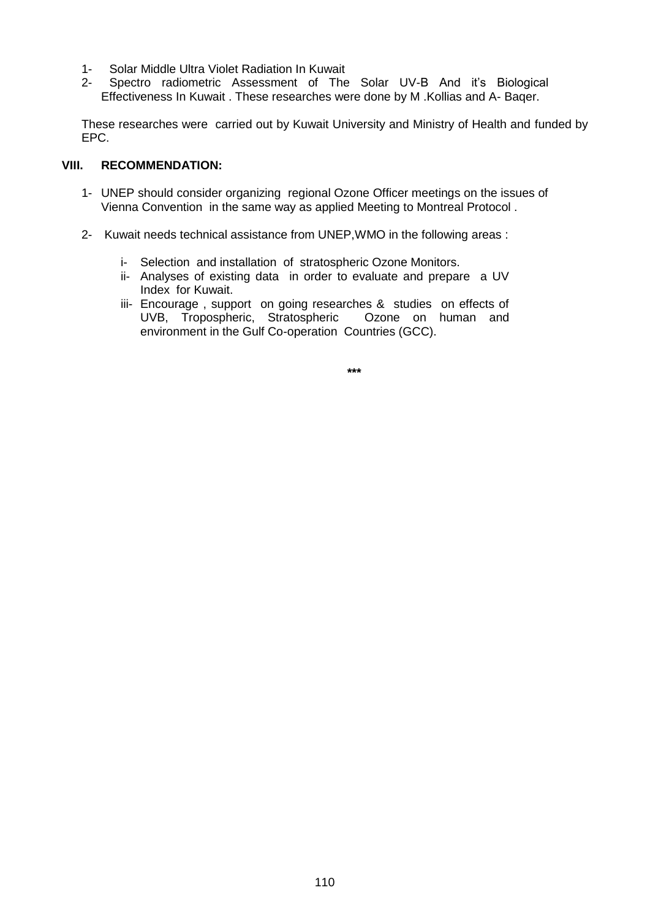1- Solar Middle Ultra Violet Radiation In Kuwait
2- Spectro radiometric Assessment of The Solar UV-B And it's Biological Effectiveness In Kuwait . These researches were done by M .Kollias and A- Baqer.

These researches were carried out by Kuwait University and Ministry of Health and funded by EPC.

## VIII. RECOMMENDATION:

1- UNEP should consider organizing regional Ozone Officer meetings on the issues of Vienna Convention in the same way as applied Meeting to Montreal Protocol .

2- Kuwait needs technical assistance from UNEP,WMO in the following areas :

   i- Selection and installation of stratospheric Ozone Monitors.
   ii- Analyses of existing data in order to evaluate and prepare a UV Index for Kuwait.
   iii- Encourage , support on going researches & studies on effects of UVB, Tropospheric, Stratospheric Ozone on human and environment in the Gulf Co-operation Countries (GCC).

***